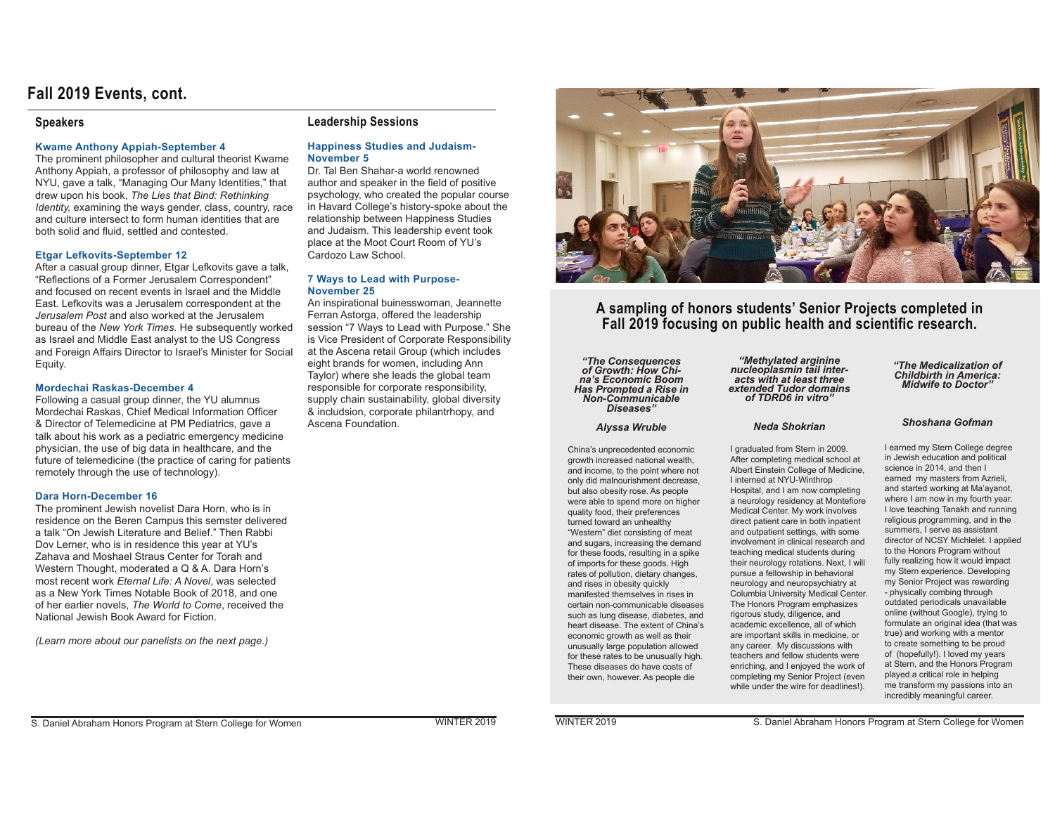# Fall 2019 Events, cont.

## Speakers

### Kwame Anthony Appiah-September 4

The prominent philosopher and cultural theorist Kwame Anthony Appiah, a professor of philosophy and law at NYU, gave a talk, "Managing Our Many Identities," that drew upon his book, *The Lies that Bind: Rethinking Identity,* examining the ways gender, class, country, race and culture intersect to form human identities that are both solid and fluid, settled and contested.

### Etgar Lefkovits-September 12

After a casual group dinner, Etgar Lefkovits gave a talk, "Reflections of a Former Jerusalem Correspondent" and focused on recent events in Israel and the Middle East. Lefkovits was a Jerusalem correspondent at the *Jerusalem Post* and also worked at the Jerusalem bureau of the *New York Times*. He subsequently worked as Israel and Middle East analyst to the US Congress and Foreign Affairs Director to Israel's Minister for Social Equity.

### Mordechai Raskas-December 4

Following a casual group dinner, the YU alumnus Mordechai Raskas, Chief Medical Information Officer & Director of Telemedicine at PM Pediatrics, gave a talk about his work as a pediatric emergency medicine physician, the use of big data in healthcare, and the future of telemedicine (the practice of caring for patients remotely through the use of technology).

### Dara Horn-December 16

The prominent Jewish novelist Dara Horn, who is in residence on the Beren Campus this semster delivered a talk "On Jewish Literature and Belief." Then Rabbi Dov Lerner, who is in residence this year at YU's Zahava and Moshael Straus Center for Torah and Western Thought, moderated a Q & A. Dara Horn's most recent work *Eternal Life: A Novel*, was selected as a New York Times Notable Book of 2018, and one of her earlier novels, *The World to Come*, received the National Jewish Book Award for Fiction.

*(Learn more about our panelists on the next page.)*

## Leadership Sessions

### Happiness Studies and Judaism-November 5

Dr. Tal Ben Shahar-a world renowned author and speaker in the field of positive psychology, who created the popular course in Havard College's history-spoke about the relationship between Happiness Studies and Judaism. This leadership event took place at the Moot Court Room of YU's Cardozo Law School.

### 7 Ways to Lead with Purpose-November 25

An inspirational buinesswoman, Jeannette Ferran Astorga, offered the leadership session "7 Ways to Lead with Purpose." She is Vice President of Corporate Responsibility at the Ascena retail Group (which includes eight brands for women, including Ann Taylor) where she leads the global team responsible for corporate responsibility, supply chain sustainability, global diversity & includsion, corporate philantrhopy, and Ascena Foundation.

## A sampling of honors students' Senior Projects completed in Fall 2019 focusing on public health and scientific research.

### *"The Consequences of Growth: How China's Economic Boom Has Prompted a Rise in Non-Communicable Diseases"*

***Alyssa Wruble***

China's unprecedented economic growth increased national wealth, and income, to the point where not only did malnourishment decrease, but also obesity rose. As people were able to spend more on higher quality food, their preferences turned toward an unhealthy "Western" diet consisting of meat and sugars, increasing the demand for these foods, resulting in a spike of imports for these goods. High rates of pollution, dietary changes, and rises in obesity quickly manifested themselves in rises in certain non-communicable diseases such as lung disease, diabetes, and heart disease. The extent of China's economic growth as well as their unusually large population allowed for these rates to be unusually high. These diseases do have costs of their own, however. As people die

### *"Methylated arginine nucleoplasmin tail interacts with at least three extended Tudor domains of TDRD6 in vitro"*

***Neda Shokrian***

I graduated from Stern in 2009. After completing medical school at Albert Einstein College of Medicine, I interned at NYU-Winthrop Hospital, and I am now completing a neurology residency at Montefiore Medical Center. My work involves direct patient care in both inpatient and outpatient settings, with some involvement in clinical research and teaching medical students during their neurology rotations. Next, I will pursue a fellowship in behavioral neurology and neuropsychiatry at Columbia University Medical Center. The Honors Program emphasizes rigorous study, diligence, and academic excellence, all of which are important skills in medicine, or any career. My discussions with teachers and fellow students were enriching, and I enjoyed the work of completing my Senior Project (even while under the wire for deadlines!).

### *"The Medicalization of Childbirth in America: Midwife to Doctor"*

***Shoshana Gofman***

I earned my Stern College degree in Jewish education and political science in 2014, and then I earned my masters from Azrieli, and started working at Ma'ayanot, where I am now in my fourth year. I love teaching Tanakh and running religious programming, and in the summers, I serve as assistant director of NCSY Michlelet. I applied to the Honors Program without fully realizing how it would impact my Stern experience. Developing my Senior Project was rewarding - physically combing through outdated periodicals unavailable online (without Google), trying to formulate an original idea (that was true) and working with a mentor to create something to be proud of (hopefully!). I loved my years at Stern, and the Honors Program played a critical role in helping me transform my passions into an incredibly meaningful career.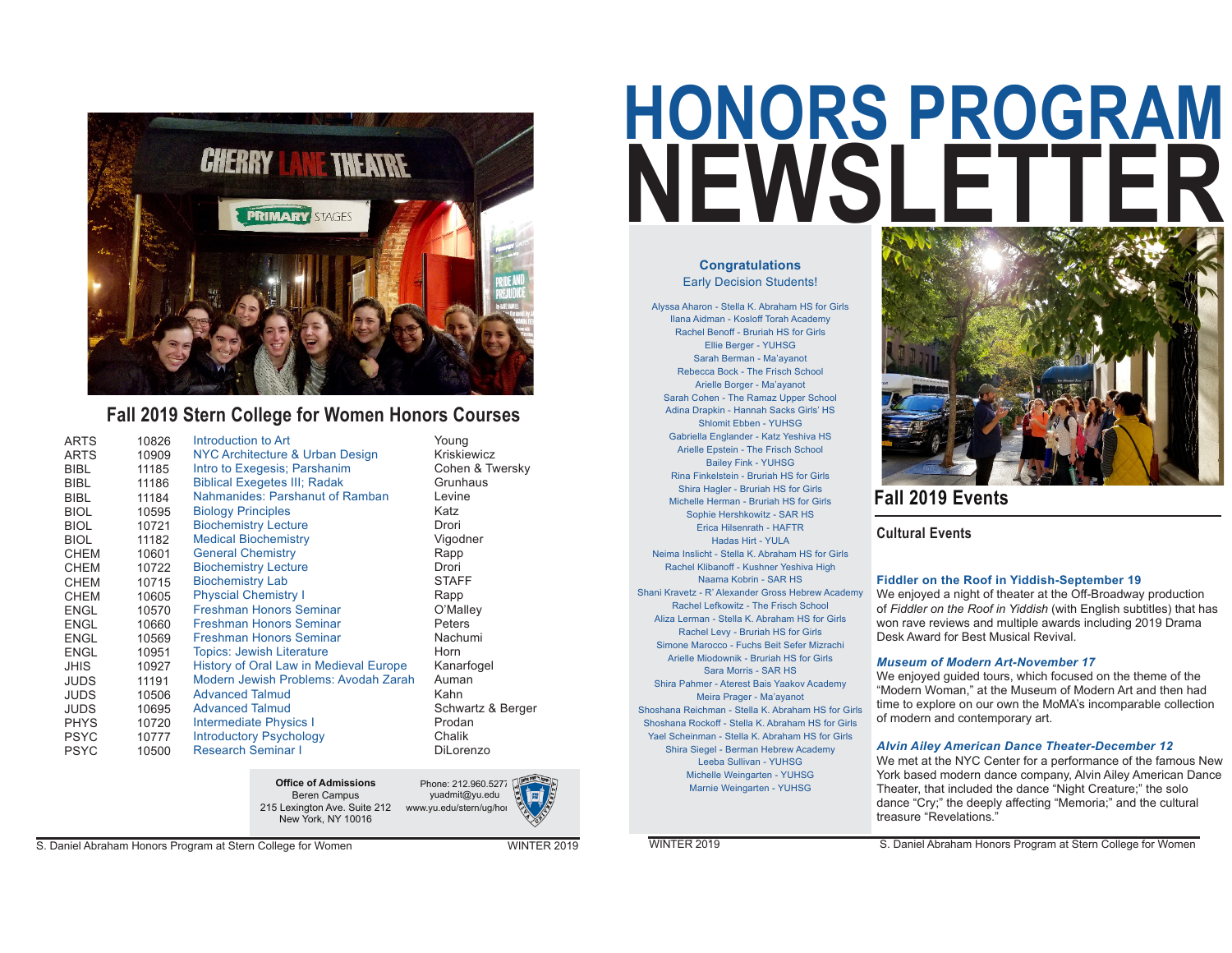# HONORS PROGRAM NEWSLETTER

## Fall 2019 Stern College for Women Honors Courses

| | | | |
|---|---|---|---|
| ARTS | 10826 | Introduction to Art | Young |
| ARTS | 10909 | NYC Architecture & Urban Design | Kriskiewicz |
| BIBL | 11185 | Intro to Exegesis; Parshanim | Cohen & Twersky |
| BIBL | 11186 | Biblical Exegetes III; Radak | Grunhaus |
| BIBL | 11184 | Nahmanides: Parshanut of Ramban | Levine |
| BIOL | 10595 | Biology Principles | Katz |
| BIOL | 10721 | Biochemistry Lecture | Drori |
| BIOL | 11182 | Medical Biochemistry | Vigodner |
| CHEM | 10601 | General Chemistry | Rapp |
| CHEM | 10722 | Biochemistry Lecture | Drori |
| CHEM | 10715 | Biochemistry Lab | STAFF |
| CHEM | 10605 | Physcial Chemistry I | Rapp |
| ENGL | 10570 | Freshman Honors Seminar | O'Malley |
| ENGL | 10660 | Freshman Honors Seminar | Peters |
| ENGL | 10569 | Freshman Honors Seminar | Nachumi |
| ENGL | 10951 | Topics: Jewish Literature | Horn |
| JHIS | 10927 | History of Oral Law in Medieval Europe | Kanarfogel |
| JUDS | 11191 | Modern Jewish Problems: Avodah Zarah | Auman |
| JUDS | 10506 | Advanced Talmud | Kahn |
| JUDS | 10695 | Advanced Talmud | Schwartz & Berger |
| PHYS | 10720 | Intermediate Physics I | Prodan |
| PSYC | 10777 | Introductory Psychology | Chalik |
| PSYC | 10500 | Research Seminar I | DiLorenzo |

**Office of Admissions**
Beren Campus
215 Lexington Ave. Suite 212
New York, NY 10016

Phone: 212.960.5277
yuadmit@yu.edu
www.yu.edu/stern/ug/hon

**Congratulations**
Early Decision Students!

Alyssa Aharon - Stella K. Abraham HS for Girls
Ilana Aidman - Kosloff Torah Academy
Rachel Benoff - Bruriah HS for Girls
Ellie Berger - YUHSG
Sarah Berman - Ma'ayanot
Rebecca Bock - The Frisch School
Arielle Borger - Ma'ayanot
Sarah Cohen - The Ramaz Upper School
Adina Drapkin - Hannah Sacks Girls' HS
Shlomit Ebben - YUHSG
Gabriella Englander - Katz Yeshiva HS
Arielle Epstein - The Frisch School
Bailey Fink - YUHSG
Rina Finkelstein - Bruriah HS for Girls
Shira Hagler - Bruriah HS for Girls
Michelle Herman - Bruriah HS for Girls
Sophie Hershkowitz - SAR HS
Erica Hilsenrath - HAFTR
Hadas Hirt - YULA
Neima Inslicht - Stella K. Abraham HS for Girls
Rachel Klibanoff - Kushner Yeshiva High
Naama Kobrin - SAR HS
Shani Kravetz - R' Alexander Gross Hebrew Academy
Rachel Lefkowitz - The Frisch School
Aliza Lerman - Stella K. Abraham HS for Girls
Rachel Levy - Bruriah HS for Girls
Simone Marocco - Fuchs Beit Sefer Mizrachi
Arielle Miodownik - Bruriah HS for Girls
Sara Morris - SAR HS
Shira Pahmer - Aterest Bais Yaakov Academy
Meira Prager - Ma'ayanot
Shoshana Reichman - Stella K. Abraham HS for Girls
Shoshana Rockoff - Stella K. Abraham HS for Girls
Yael Scheinman - Stella K. Abraham HS for Girls
Shira Siegel - Berman Hebrew Academy
Leeba Sullivan - YUHSG
Michelle Weingarten - YUHSG
Marnie Weingarten - YUHSG

## Fall 2019 Events

### Cultural Events

**Fiddler on the Roof in Yiddish-September 19**
We enjoyed a night of theater at the Off-Broadway production of *Fiddler on the Roof in Yiddish* (with English subtitles) that has won rave reviews and multiple awards including 2019 Drama Desk Award for Best Musical Revival.

***Museum of Modern Art-November 17***
We enjoyed guided tours, which focused on the theme of the "Modern Woman," at the Museum of Modern Art and then had time to explore on our own the MoMA's incomparable collection of modern and contemporary art.

***Alvin Ailey American Dance Theater-December 12***
We met at the NYC Center for a performance of the famous New York based modern dance company, Alvin Ailey American Dance Theater, that included the dance "Night Creature;" the solo dance "Cry;" the deeply affecting "Memoria;" and the cultural treasure "Revelations."